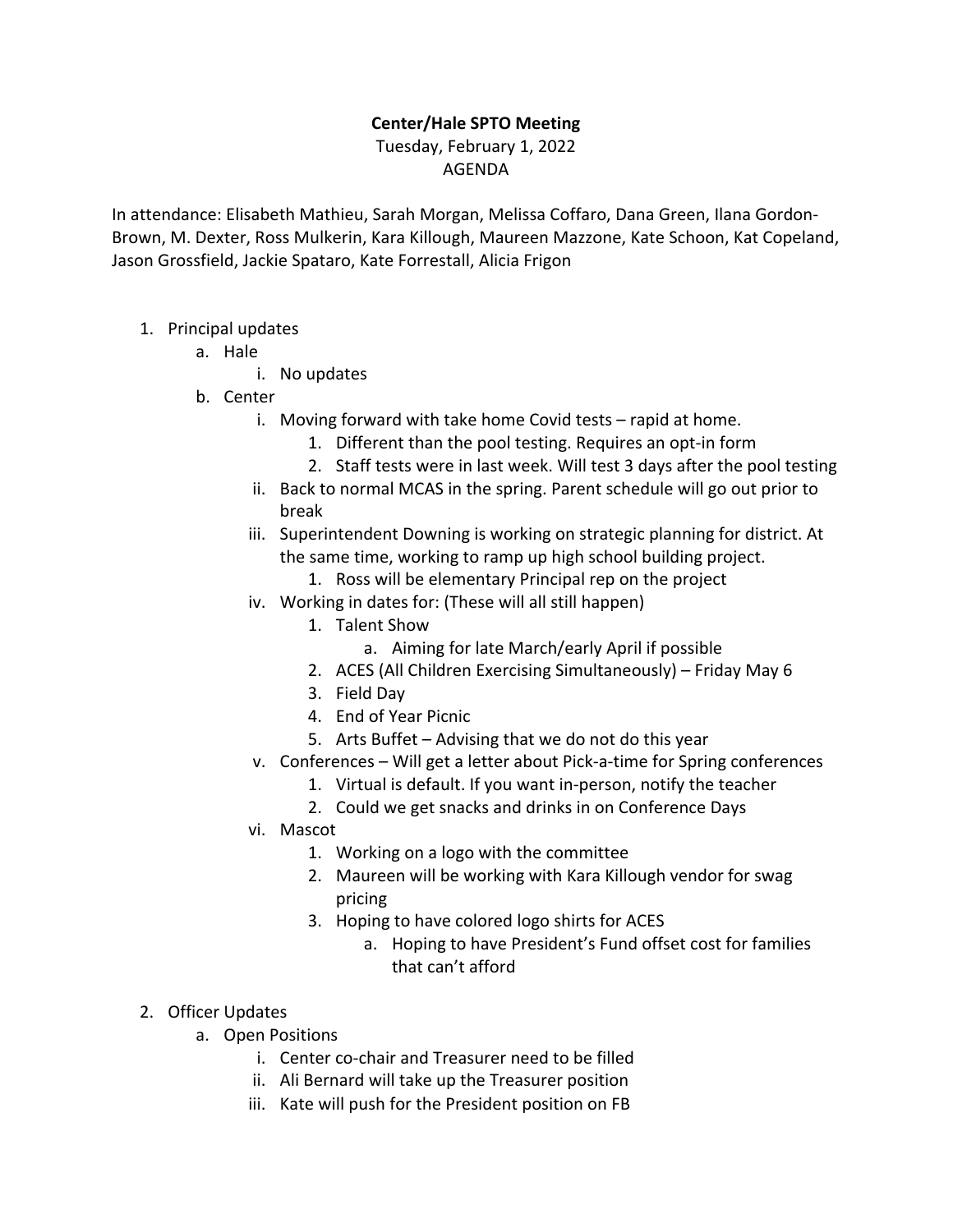**Center/Hale SPTO Meeting**

Tuesday, February 1, 2022

AGENDA

In attendance: Elisabeth Mathieu, Sarah Morgan, Melissa Coffaro, Dana Green, Ilana Gordon-Brown, M. Dexter, Ross Mulkerin, Kara Killough, Maureen Mazzone, Kate Schoon, Kat Copeland, Jason Grossfield, Jackie Spataro, Kate Forrestall, Alicia Frigon

1. Principal updates
   a. Hale
      i. No updates
   b. Center
      i. Moving forward with take home Covid tests – rapid at home.
         1. Different than the pool testing. Requires an opt-in form
         2. Staff tests were in last week. Will test 3 days after the pool testing
      ii. Back to normal MCAS in the spring. Parent schedule will go out prior to break
      iii. Superintendent Downing is working on strategic planning for district. At the same time, working to ramp up high school building project.
         1. Ross will be elementary Principal rep on the project
      iv. Working in dates for: (These will all still happen)
         1. Talent Show
            a. Aiming for late March/early April if possible
         2. ACES (All Children Exercising Simultaneously) – Friday May 6
         3. Field Day
         4. End of Year Picnic
         5. Arts Buffet – Advising that we do not do this year
      v. Conferences – Will get a letter about Pick-a-time for Spring conferences
         1. Virtual is default. If you want in-person, notify the teacher
         2. Could we get snacks and drinks in on Conference Days
      vi. Mascot
         1. Working on a logo with the committee
         2. Maureen will be working with Kara Killough vendor for swag pricing
         3. Hoping to have colored logo shirts for ACES
            a. Hoping to have President's Fund offset cost for families that can't afford

2. Officer Updates
   a. Open Positions
      i. Center co-chair and Treasurer need to be filled
      ii. Ali Bernard will take up the Treasurer position
      iii. Kate will push for the President position on FB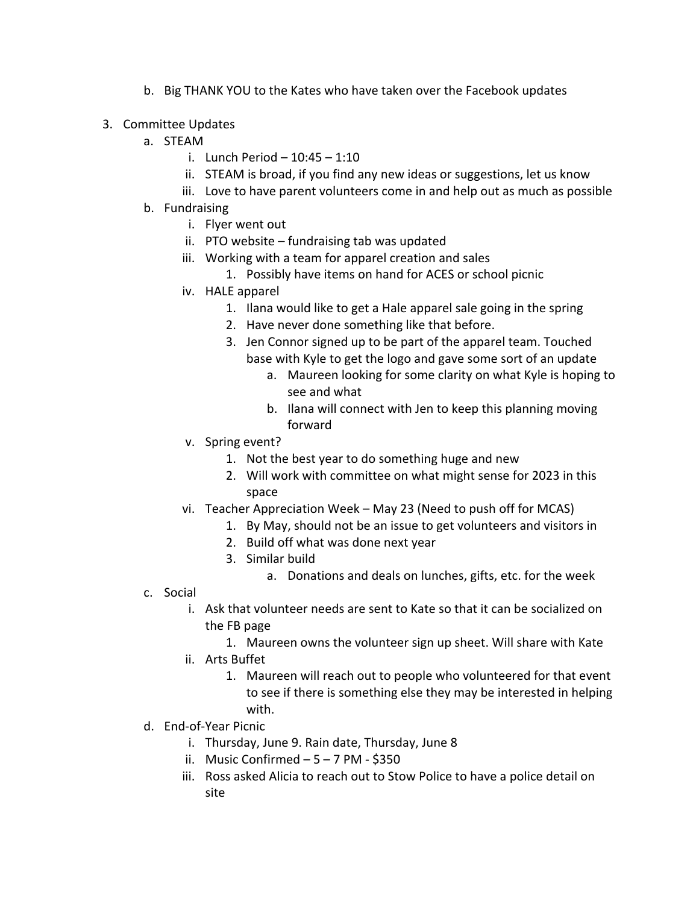b. Big THANK YOU to the Kates who have taken over the Facebook updates

3. Committee Updates
   a. STEAM
      i. Lunch Period – 10:45 – 1:10
      ii. STEAM is broad, if you find any new ideas or suggestions, let us know
      iii. Love to have parent volunteers come in and help out as much as possible
   b. Fundraising
      i. Flyer went out
      ii. PTO website – fundraising tab was updated
      iii. Working with a team for apparel creation and sales
         1. Possibly have items on hand for ACES or school picnic
      iv. HALE apparel
         1. Ilana would like to get a Hale apparel sale going in the spring
         2. Have never done something like that before.
         3. Jen Connor signed up to be part of the apparel team. Touched base with Kyle to get the logo and gave some sort of an update
            a. Maureen looking for some clarity on what Kyle is hoping to see and what
            b. Ilana will connect with Jen to keep this planning moving forward
      v. Spring event?
         1. Not the best year to do something huge and new
         2. Will work with committee on what might sense for 2023 in this space
      vi. Teacher Appreciation Week – May 23 (Need to push off for MCAS)
         1. By May, should not be an issue to get volunteers and visitors in
         2. Build off what was done next year
         3. Similar build
            a. Donations and deals on lunches, gifts, etc. for the week
   c. Social
      i. Ask that volunteer needs are sent to Kate so that it can be socialized on the FB page
         1. Maureen owns the volunteer sign up sheet. Will share with Kate
      ii. Arts Buffet
         1. Maureen will reach out to people who volunteered for that event to see if there is something else they may be interested in helping with.
   d. End-of-Year Picnic
      i. Thursday, June 9. Rain date, Thursday, June 8
      ii. Music Confirmed – 5 – 7 PM - $350
      iii. Ross asked Alicia to reach out to Stow Police to have a police detail on site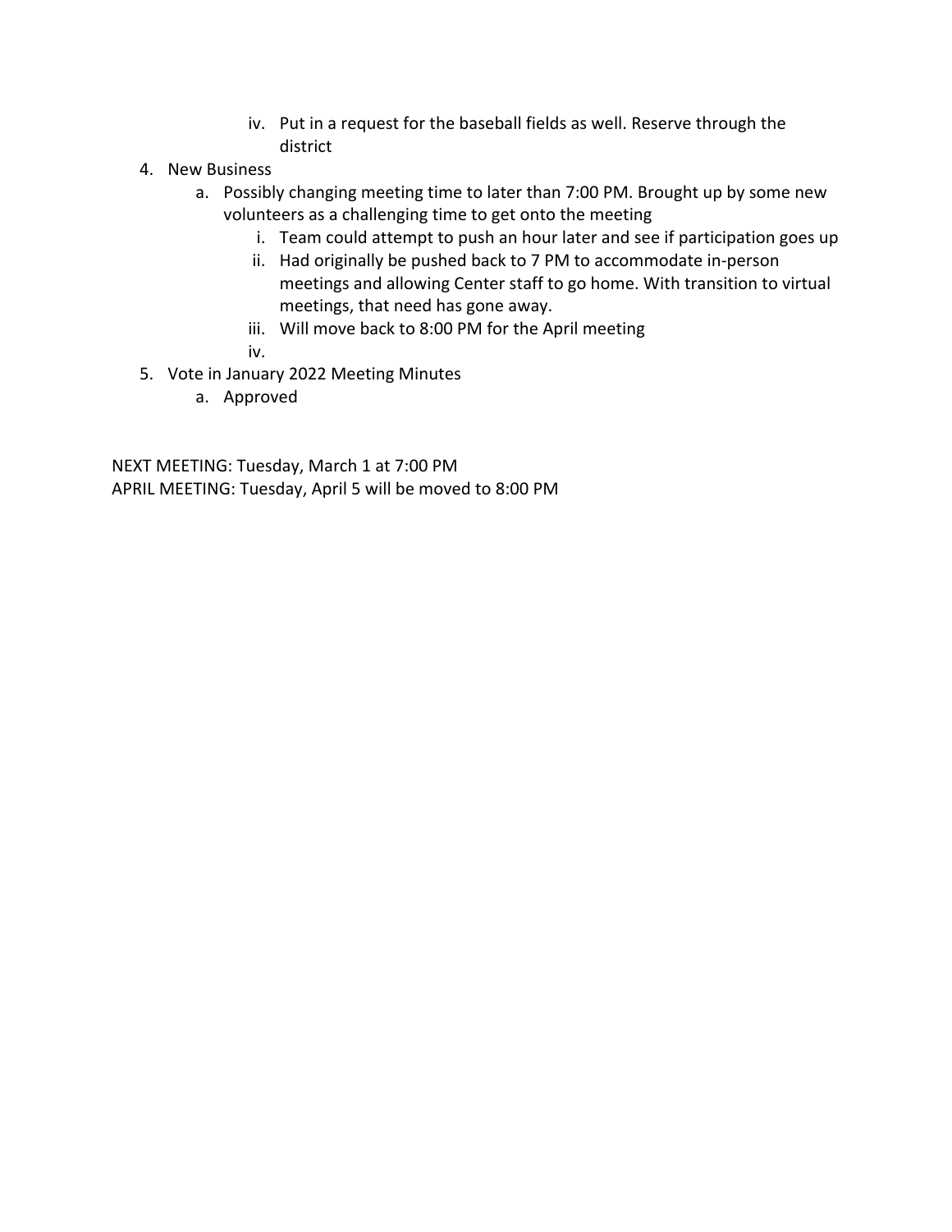iv. Put in a request for the baseball fields as well. Reserve through the district

4. New Business
    a. Possibly changing meeting time to later than 7:00 PM. Brought up by some new volunteers as a challenging time to get onto the meeting
        i. Team could attempt to push an hour later and see if participation goes up
        ii. Had originally be pushed back to 7 PM to accommodate in-person meetings and allowing Center staff to go home. With transition to virtual meetings, that need has gone away.
        iii. Will move back to 8:00 PM for the April meeting
        iv.
5. Vote in January 2022 Meeting Minutes
    a. Approved

NEXT MEETING: Tuesday, March 1 at 7:00 PM
APRIL MEETING: Tuesday, April 5 will be moved to 8:00 PM